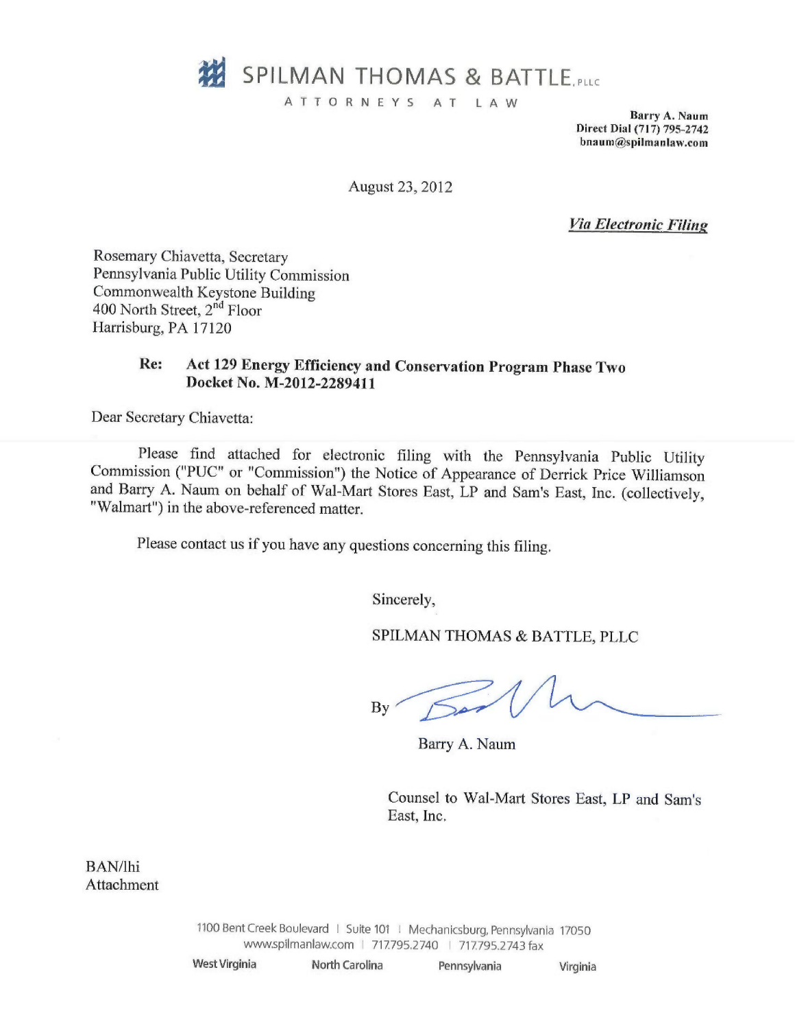# SPILMAN THOMAS & BATTLE, PLLC

ATTORNEYS AT LAW

**Barry A. Naum**
**Direct Dial (717) 795-2742**
**bnaum@spilmanlaw.com**

August 23, 2012

***Via Electronic Filing***

Rosemary Chiavetta, Secretary
Pennsylvania Public Utility Commission
Commonwealth Keystone Building
400 North Street, 2nd Floor
Harrisburg, PA 17120

**Re: Act 129 Energy Efficiency and Conservation Program Phase Two**
**Docket No. M-2012-2289411**

Dear Secretary Chiavetta:

Please find attached for electronic filing with the Pennsylvania Public Utility Commission ("PUC" or "Commission") the Notice of Appearance of Derrick Price Williamson and Barry A. Naum on behalf of Wal-Mart Stores East, LP and Sam's East, Inc. (collectively, "Walmart") in the above-referenced matter.

Please contact us if you have any questions concerning this filing.

Sincerely,

SPILMAN THOMAS & BATTLE, PLLC

By [signature]

Barry A. Naum

Counsel to Wal-Mart Stores East, LP and Sam's East, Inc.

BAN/lhi
Attachment

1100 Bent Creek Boulevard | Suite 101 | Mechanicsburg, Pennsylvania 17050
www.spilmanlaw.com | 717.795.2740 | 717.795.2743 fax

West Virginia | North Carolina | Pennsylvania | Virginia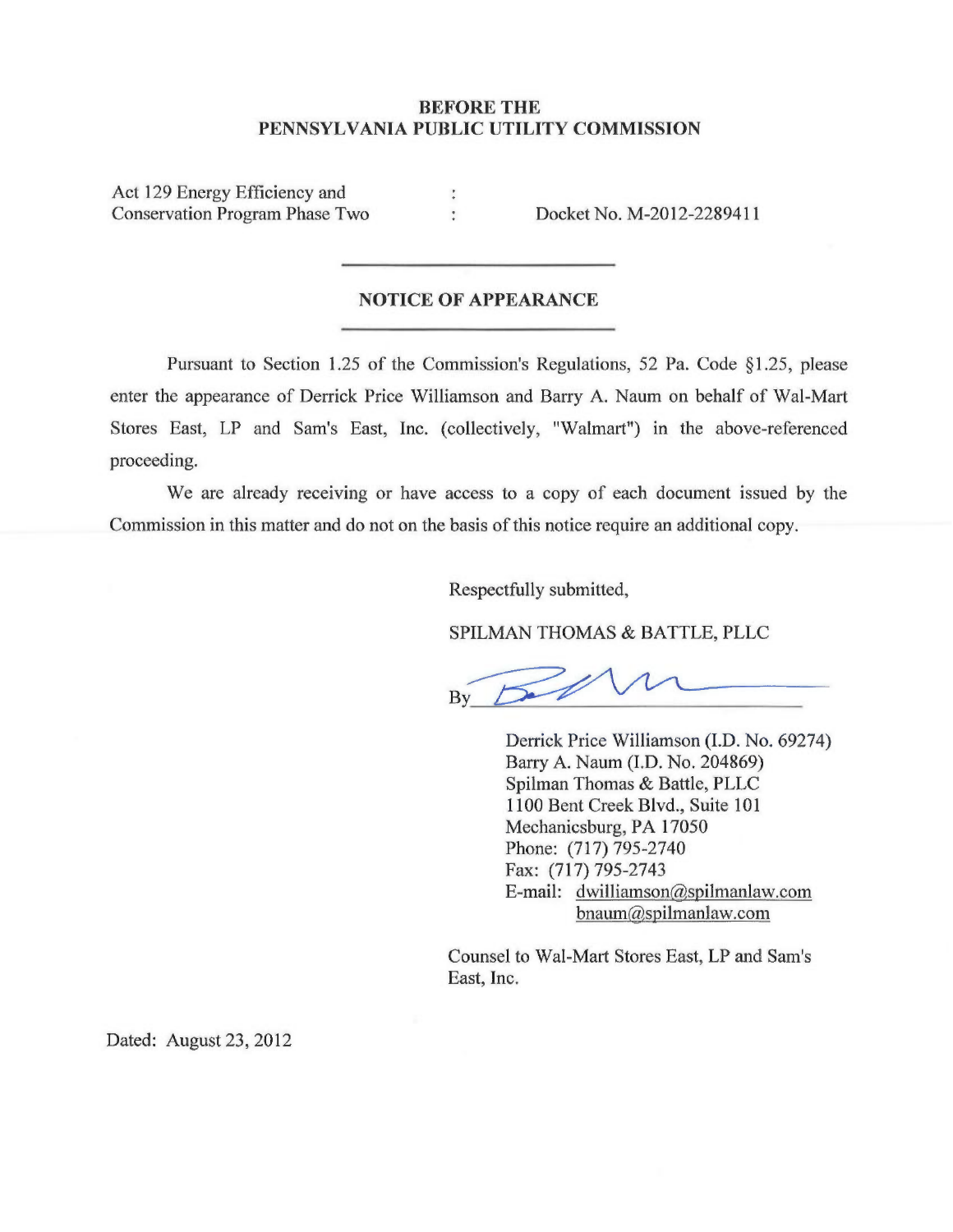**BEFORE THE**
**PENNSYLVANIA PUBLIC UTILITY COMMISSION**

| | | |
|---|---|---|
| Act 129 Energy Efficiency and Conservation Program Phase Two | : : | Docket No. M-2012-2289411 |

## NOTICE OF APPEARANCE

Pursuant to Section 1.25 of the Commission's Regulations, 52 Pa. Code §1.25, please enter the appearance of Derrick Price Williamson and Barry A. Naum on behalf of Wal-Mart Stores East, LP and Sam's East, Inc. (collectively, "Walmart") in the above-referenced proceeding.

We are already receiving or have access to a copy of each document issued by the Commission in this matter and do not on the basis of this notice require an additional copy.

Respectfully submitted,

SPILMAN THOMAS & BATTLE, PLLC

By\_\_\_\_\_\_\_\_\_\_\_\_\_\_\_\_\_\_\_\_\_\_\_\_\_\_\_\_\_\_

Derrick Price Williamson (I.D. No. 69274)
Barry A. Naum (I.D. No. 204869)
Spilman Thomas & Battle, PLLC
1100 Bent Creek Blvd., Suite 101
Mechanicsburg, PA 17050
Phone: (717) 795-2740
Fax: (717) 795-2743
E-mail: dwilliamson@spilmanlaw.com
bnaum@spilmanlaw.com

Counsel to Wal-Mart Stores East, LP and Sam's East, Inc.

Dated: August 23, 2012